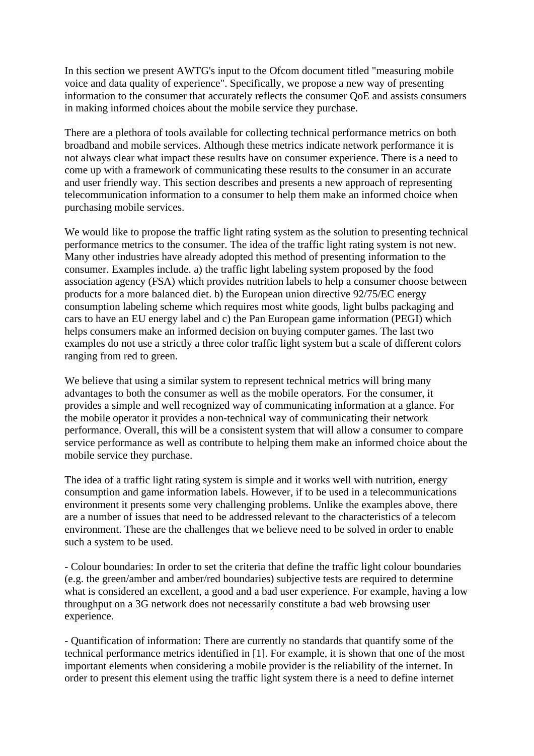In this section we present AWTG's input to the Ofcom document titled "measuring mobile voice and data quality of experience". Specifically, we propose a new way of presenting information to the consumer that accurately reflects the consumer QoE and assists consumers in making informed choices about the mobile service they purchase.

There are a plethora of tools available for collecting technical performance metrics on both broadband and mobile services. Although these metrics indicate network performance it is not always clear what impact these results have on consumer experience. There is a need to come up with a framework of communicating these results to the consumer in an accurate and user friendly way. This section describes and presents a new approach of representing telecommunication information to a consumer to help them make an informed choice when purchasing mobile services.

We would like to propose the traffic light rating system as the solution to presenting technical performance metrics to the consumer. The idea of the traffic light rating system is not new. Many other industries have already adopted this method of presenting information to the consumer. Examples include. a) the traffic light labeling system proposed by the food association agency (FSA) which provides nutrition labels to help a consumer choose between products for a more balanced diet. b) the European union directive 92/75/EC energy consumption labeling scheme which requires most white goods, light bulbs packaging and cars to have an EU energy label and c) the Pan European game information (PEGI) which helps consumers make an informed decision on buying computer games. The last two examples do not use a strictly a three color traffic light system but a scale of different colors ranging from red to green.

We believe that using a similar system to represent technical metrics will bring many advantages to both the consumer as well as the mobile operators. For the consumer, it provides a simple and well recognized way of communicating information at a glance. For the mobile operator it provides a non-technical way of communicating their network performance. Overall, this will be a consistent system that will allow a consumer to compare service performance as well as contribute to helping them make an informed choice about the mobile service they purchase.

The idea of a traffic light rating system is simple and it works well with nutrition, energy consumption and game information labels. However, if to be used in a telecommunications environment it presents some very challenging problems. Unlike the examples above, there are a number of issues that need to be addressed relevant to the characteristics of a telecom environment. These are the challenges that we believe need to be solved in order to enable such a system to be used.

- Colour boundaries: In order to set the criteria that define the traffic light colour boundaries (e.g. the green/amber and amber/red boundaries) subjective tests are required to determine what is considered an excellent, a good and a bad user experience. For example, having a low throughput on a 3G network does not necessarily constitute a bad web browsing user experience.

- Quantification of information: There are currently no standards that quantify some of the technical performance metrics identified in [1]. For example, it is shown that one of the most important elements when considering a mobile provider is the reliability of the internet. In order to present this element using the traffic light system there is a need to define internet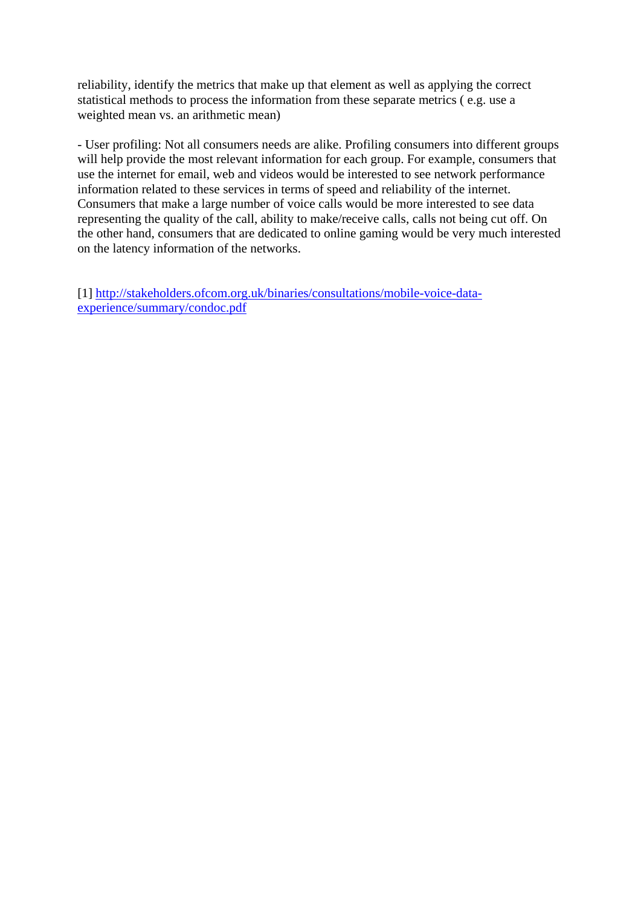reliability, identify the metrics that make up that element as well as applying the correct statistical methods to process the information from these separate metrics ( e.g. use a weighted mean vs. an arithmetic mean)

- User profiling: Not all consumers needs are alike. Profiling consumers into different groups will help provide the most relevant information for each group. For example, consumers that use the internet for email, web and videos would be interested to see network performance information related to these services in terms of speed and reliability of the internet. Consumers that make a large number of voice calls would be more interested to see data representing the quality of the call, ability to make/receive calls, calls not being cut off. On the other hand, consumers that are dedicated to online gaming would be very much interested on the latency information of the networks.

[1] http://stakeholders.ofcom.org.uk/binaries/consultations/mobile-voice-data-experience/summary/condoc.pdf